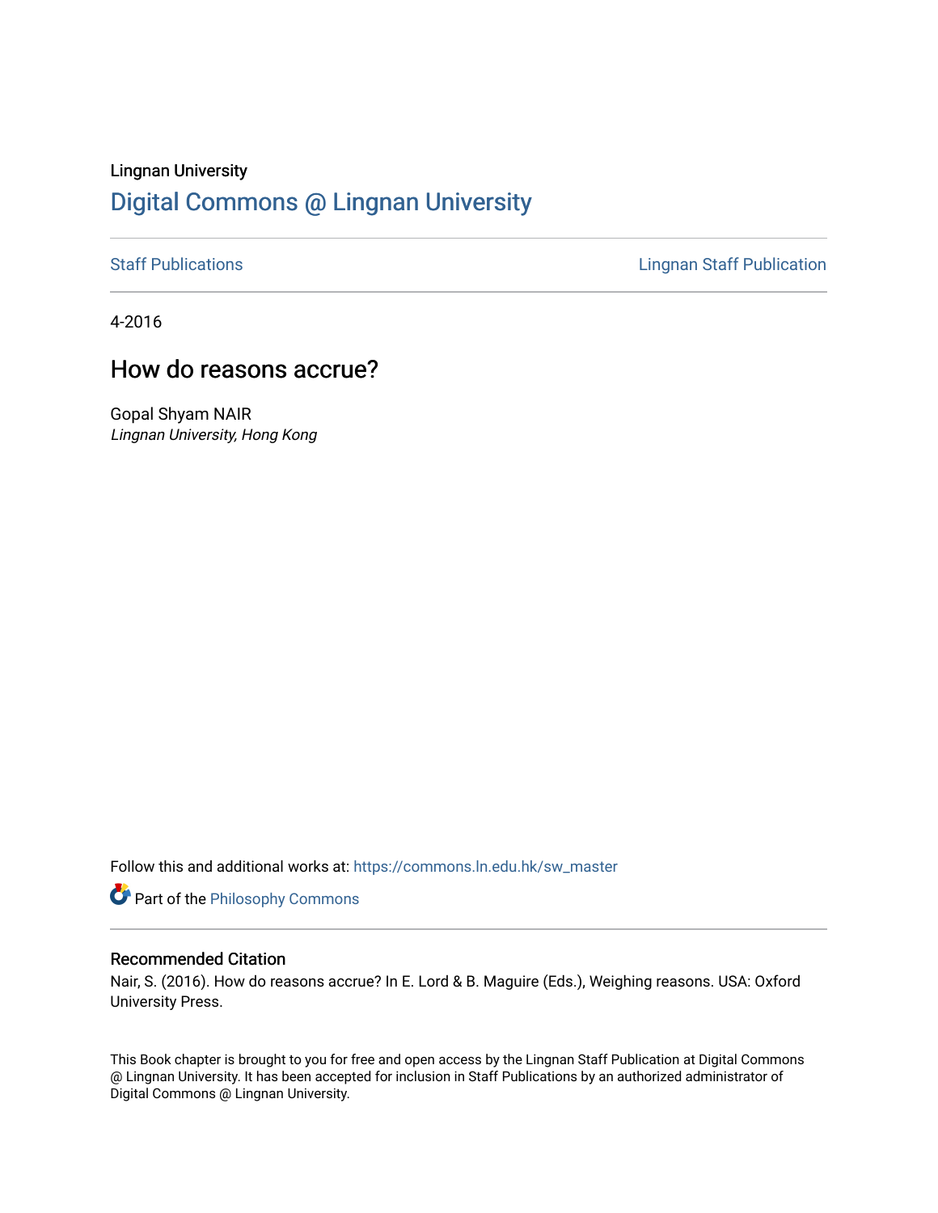Lingnan University

# Digital Commons @ Lingnan University

Staff Publications | Lingnan Staff Publication

4-2016

## How do reasons accrue?

Gopal Shyam NAIR
*Lingnan University, Hong Kong*

Follow this and additional works at: https://commons.ln.edu.hk/sw_master

Part of the Philosophy Commons

### Recommended Citation

Nair, S. (2016). How do reasons accrue? In E. Lord & B. Maguire (Eds.), Weighing reasons. USA: Oxford University Press.

This Book chapter is brought to you for free and open access by the Lingnan Staff Publication at Digital Commons @ Lingnan University. It has been accepted for inclusion in Staff Publications by an authorized administrator of Digital Commons @ Lingnan University.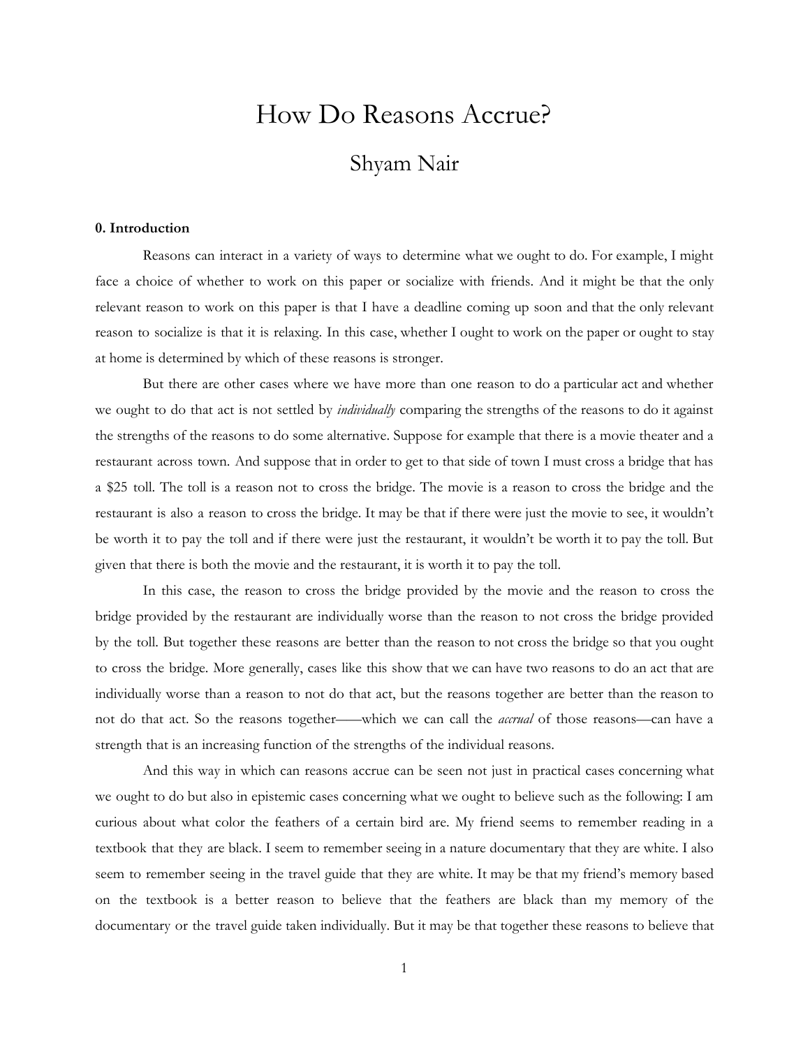// How Do Reasons Accrue?

## Shyam Nair

### 0. Introduction

Reasons can interact in a variety of ways to determine what we ought to do. For example, I might face a choice of whether to work on this paper or socialize with friends. And it might be that the only relevant reason to work on this paper is that I have a deadline coming up soon and that the only relevant reason to socialize is that it is relaxing. In this case, whether I ought to work on the paper or ought to stay at home is determined by which of these reasons is stronger.

But there are other cases where we have more than one reason to do a particular act and whether we ought to do that act is not settled by *individually* comparing the strengths of the reasons to do it against the strengths of the reasons to do some alternative. Suppose for example that there is a movie theater and a restaurant across town. And suppose that in order to get to that side of town I must cross a bridge that has a $25 toll. The toll is a reason not to cross the bridge. The movie is a reason to cross the bridge and the restaurant is also a reason to cross the bridge. It may be that if there were just the movie to see, it wouldn't be worth it to pay the toll and if there were just the restaurant, it wouldn't be worth it to pay the toll. But given that there is both the movie and the restaurant, it is worth it to pay the toll.

In this case, the reason to cross the bridge provided by the movie and the reason to cross the bridge provided by the restaurant are individually worse than the reason to not cross the bridge provided by the toll. But together these reasons are better than the reason to not cross the bridge so that you ought to cross the bridge. More generally, cases like this show that we can have two reasons to do an act that are individually worse than a reason to not do that act, but the reasons together are better than the reason to not do that act. So the reasons together——which we can call the *accrual* of those reasons—can have a strength that is an increasing function of the strengths of the individual reasons.

And this way in which can reasons accrue can be seen not just in practical cases concerning what we ought to do but also in epistemic cases concerning what we ought to believe such as the following: I am curious about what color the feathers of a certain bird are. My friend seems to remember reading in a textbook that they are black. I seem to remember seeing in a nature documentary that they are white. I also seem to remember seeing in the travel guide that they are white. It may be that my friend's memory based on the textbook is a better reason to believe that the feathers are black than my memory of the documentary or the travel guide taken individually. But it may be that together these reasons to believe that

# How Do Reasons Accrue?

## Shyam Nair

### 0. Introduction

Reasons can interact in a variety of ways to determine what we ought to do. For example, I might face a choice of whether to work on this paper or socialize with friends. And it might be that the only relevant reason to work on this paper is that I have a deadline coming up soon and that the only relevant reason to socialize is that it is relaxing. In this case, whether I ought to work on the paper or ought to stay at home is determined by which of these reasons is stronger.

But there are other cases where we have more than one reason to do a particular act and whether we ought to do that act is not settled by *individually* comparing the strengths of the reasons to do it against the strengths of the reasons to do some alternative. Suppose for example that there is a movie theater and a restaurant across town. And suppose that in order to get to that side of town I must cross a bridge that has a $25 toll. The toll is a reason not to cross the bridge. The movie is a reason to cross the bridge and the restaurant is also a reason to cross the bridge. It may be that if there were just the movie to see, it wouldn't be worth it to pay the toll and if there were just the restaurant, it wouldn't be worth it to pay the toll. But given that there is both the movie and the restaurant, it is worth it to pay the toll.

In this case, the reason to cross the bridge provided by the movie and the reason to cross the bridge provided by the restaurant are individually worse than the reason to not cross the bridge provided by the toll. But together these reasons are better than the reason to not cross the bridge so that you ought to cross the bridge. More generally, cases like this show that we can have two reasons to do an act that are individually worse than a reason to not do that act, but the reasons together are better than the reason to not do that act. So the reasons together——which we can call the *accrual* of those reasons—can have a strength that is an increasing function of the strengths of the individual reasons.

And this way in which can reasons accrue can be seen not just in practical cases concerning what we ought to do but also in epistemic cases concerning what we ought to believe such as the following: I am curious about what color the feathers of a certain bird are. My friend seems to remember reading in a textbook that they are black. I seem to remember seeing in a nature documentary that they are white. I also seem to remember seeing in the travel guide that they are white. It may be that my friend's memory based on the textbook is a better reason to believe that the feathers are black than my memory of the documentary or the travel guide taken individually. But it may be that together these reasons to believe that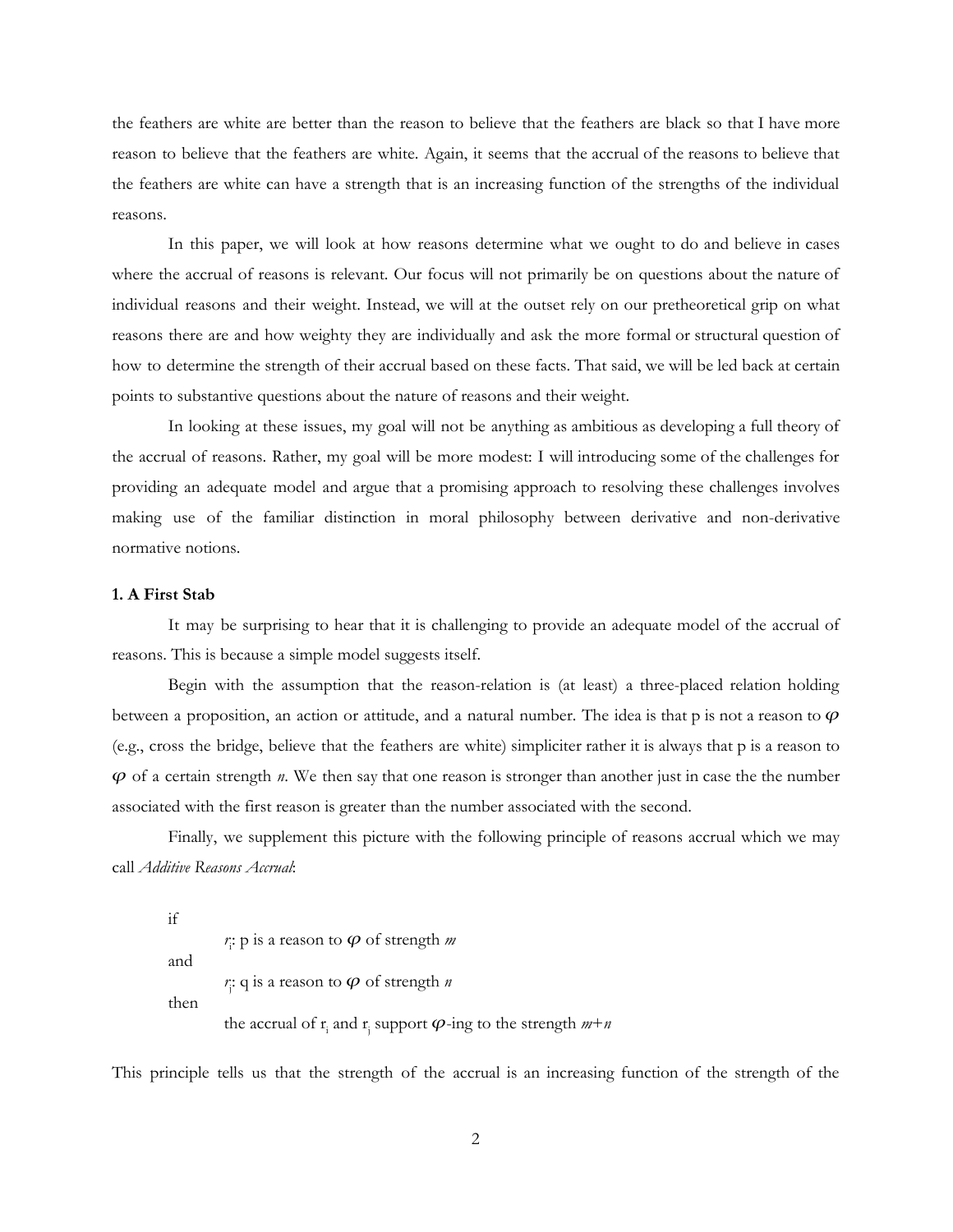the feathers are white are better than the reason to believe that the feathers are black so that I have more reason to believe that the feathers are white. Again, it seems that the accrual of the reasons to believe that the feathers are white can have a strength that is an increasing function of the strengths of the individual reasons.

In this paper, we will look at how reasons determine what we ought to do and believe in cases where the accrual of reasons is relevant. Our focus will not primarily be on questions about the nature of individual reasons and their weight. Instead, we will at the outset rely on our pretheoretical grip on what reasons there are and how weighty they are individually and ask the more formal or structural question of how to determine the strength of their accrual based on these facts. That said, we will be led back at certain points to substantive questions about the nature of reasons and their weight.

In looking at these issues, my goal will not be anything as ambitious as developing a full theory of the accrual of reasons. Rather, my goal will be more modest: I will introducing some of the challenges for providing an adequate model and argue that a promising approach to resolving these challenges involves making use of the familiar distinction in moral philosophy between derivative and non-derivative normative notions.

### 1. A First Stab

It may be surprising to hear that it is challenging to provide an adequate model of the accrual of reasons. This is because a simple model suggests itself.

Begin with the assumption that the reason-relation is (at least) a three-placed relation holding between a proposition, an action or attitude, and a natural number. The idea is that p is not a reason to $\varphi$ (e.g., cross the bridge, believe that the feathers are white) simpliciter rather it is always that p is a reason to $\varphi$ of a certain strength *n*. We then say that one reason is stronger than another just in case the the number associated with the first reason is greater than the number associated with the second.

Finally, we supplement this picture with the following principle of reasons accrual which we may call *Additive Reasons Accrual*:

> if
>
> $r_i$: p is a reason to $\varphi$ of strength *m*
>
> and
>
> $r_j$: q is a reason to $\varphi$ of strength *n*
>
> then
>
> the accrual of $r_i$ and $r_j$ support $\varphi$-ing to the strength $m+n$

This principle tells us that the strength of the accrual is an increasing function of the strength of the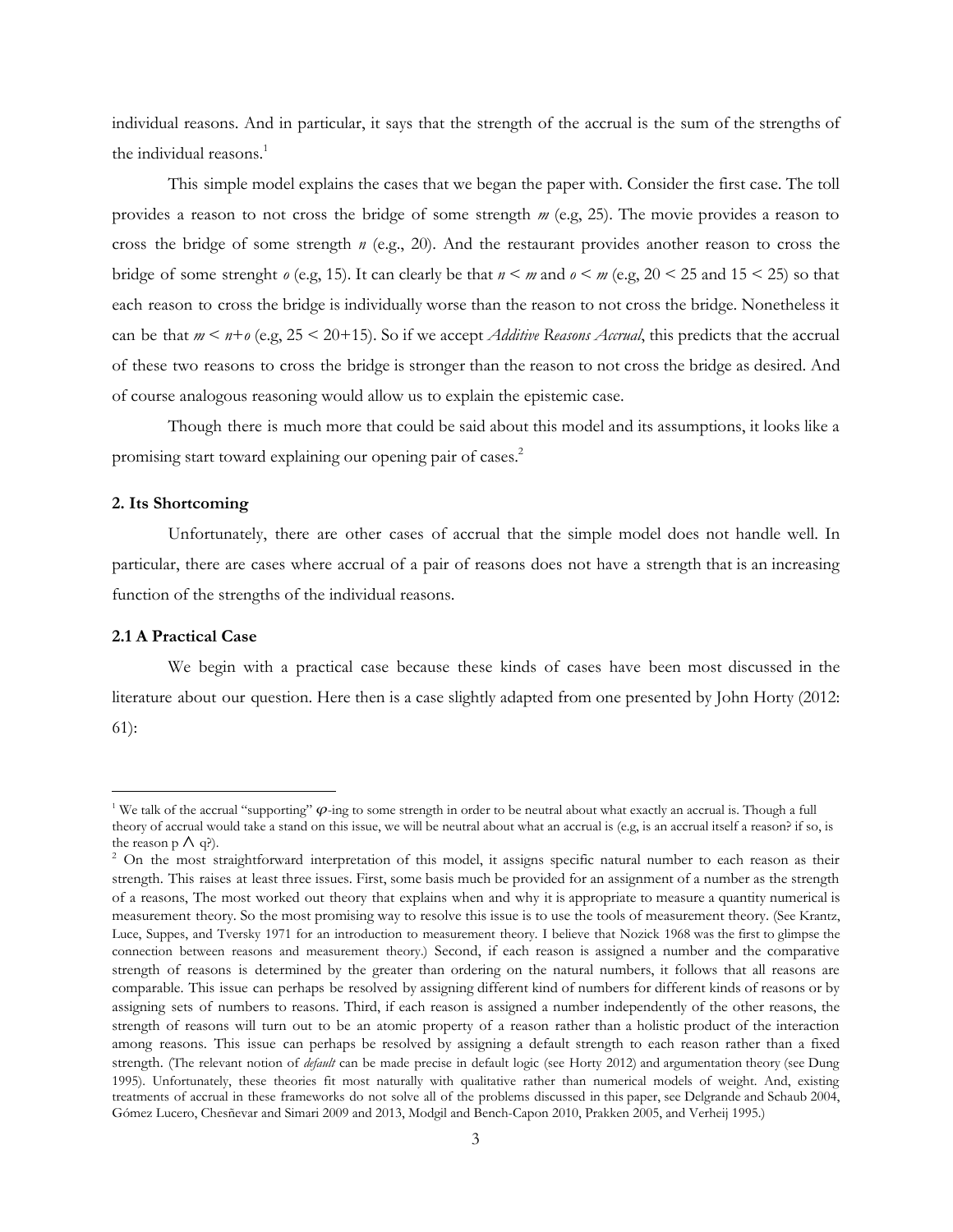individual reasons. And in particular, it says that the strength of the accrual is the sum of the strengths of the individual reasons.[1]

This simple model explains the cases that we began the paper with. Consider the first case. The toll provides a reason to not cross the bridge of some strength $m$ (e.g, 25). The movie provides a reason to cross the bridge of some strength $n$ (e.g., 20). And the restaurant provides another reason to cross the bridge of some strenght $o$ (e.g, 15). It can clearly be that $n < m$ and $o < m$ (e.g, $20 < 25$ and $15 < 25$) so that each reason to cross the bridge is individually worse than the reason to not cross the bridge. Nonetheless it can be that $m < n+o$ (e.g, $25 < 20+15$). So if we accept *Additive Reasons Accrual*, this predicts that the accrual of these two reasons to cross the bridge is stronger than the reason to not cross the bridge as desired. And of course analogous reasoning would allow us to explain the epistemic case.

Though there is much more that could be said about this model and its assumptions, it looks like a promising start toward explaining our opening pair of cases.[2]

### 2. Its Shortcoming

Unfortunately, there are other cases of accrual that the simple model does not handle well. In particular, there are cases where accrual of a pair of reasons does not have a strength that is an increasing function of the strengths of the individual reasons.

### 2.1 A Practical Case

We begin with a practical case because these kinds of cases have been most discussed in the literature about our question. Here then is a case slightly adapted from one presented by John Horty (2012: 61):

---

[1] We talk of the accrual "supporting" $\varphi$-ing to some strength in order to be neutral about what exactly an accrual is. Though a full theory of accrual would take a stand on this issue, we will be neutral about what an accrual is (e.g, is an accrual itself a reason? if so, is the reason $p \wedge q$?).

[2] On the most straightforward interpretation of this model, it assigns specific natural number to each reason as their strength. This raises at least three issues. First, some basis much be provided for an assignment of a number as the strength of a reasons, The most worked out theory that explains when and why it is appropriate to measure a quantity numerical is measurement theory. So the most promising way to resolve this issue is to use the tools of measurement theory. (See Krantz, Luce, Suppes, and Tversky 1971 for an introduction to measurement theory. I believe that Nozick 1968 was the first to glimpse the connection between reasons and measurement theory.) Second, if each reason is assigned a number and the comparative strength of reasons is determined by the greater than ordering on the natural numbers, it follows that all reasons are comparable. This issue can perhaps be resolved by assigning different kind of numbers for different kinds of reasons or by assigning sets of numbers to reasons. Third, if each reason is assigned a number independently of the other reasons, the strength of reasons will turn out to be an atomic property of a reason rather than a holistic product of the interaction among reasons. This issue can perhaps be resolved by assigning a default strength to each reason rather than a fixed strength. (The relevant notion of *default* can be made precise in default logic (see Horty 2012) and argumentation theory (see Dung 1995). Unfortunately, these theories fit most naturally with qualitative rather than numerical models of weight. And, existing treatments of accrual in these frameworks do not solve all of the problems discussed in this paper, see Delgrande and Schaub 2004, Gómez Lucero, Chesñevar and Simari 2009 and 2013, Modgil and Bench-Capon 2010, Prakken 2005, and Verheij 1995.)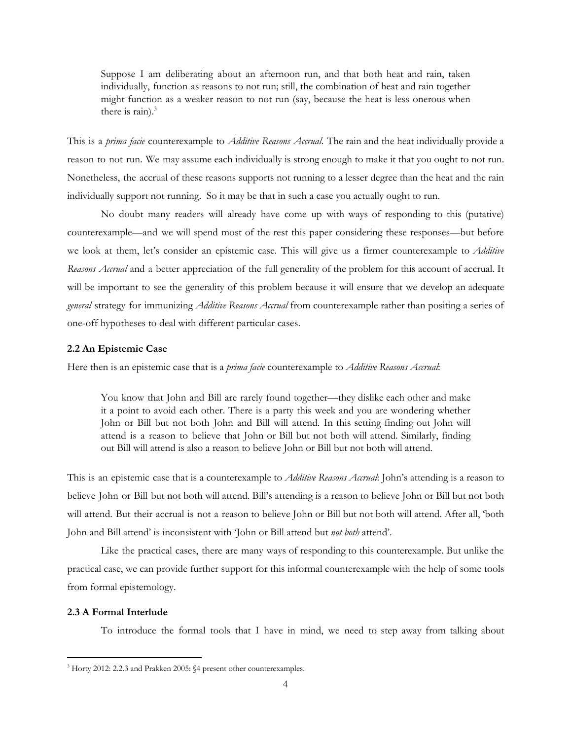> Suppose I am deliberating about an afternoon run, and that both heat and rain, taken individually, function as reasons to not run; still, the combination of heat and rain together might function as a weaker reason to not run (say, because the heat is less onerous when there is rain).[3]

This is a *prima facie* counterexample to *Additive Reasons Accrual*. The rain and the heat individually provide a reason to not run. We may assume each individually is strong enough to make it that you ought to not run. Nonetheless, the accrual of these reasons supports not running to a lesser degree than the heat and the rain individually support not running. So it may be that in such a case you actually ought to run.

No doubt many readers will already have come up with ways of responding to this (putative) counterexample—and we will spend most of the rest this paper considering these responses—but before we look at them, let's consider an epistemic case. This will give us a firmer counterexample to *Additive Reasons Accrual* and a better appreciation of the full generality of the problem for this account of accrual. It will be important to see the generality of this problem because it will ensure that we develop an adequate *general* strategy for immunizing *Additive Reasons Accrual* from counterexample rather than positing a series of one-off hypotheses to deal with different particular cases.

### 2.2 An Epistemic Case

Here then is an epistemic case that is a *prima facie* counterexample to *Additive Reasons Accrual*:

> You know that John and Bill are rarely found together—they dislike each other and make it a point to avoid each other. There is a party this week and you are wondering whether John or Bill but not both John and Bill will attend. In this setting finding out John will attend is a reason to believe that John or Bill but not both will attend. Similarly, finding out Bill will attend is also a reason to believe John or Bill but not both will attend.

This is an epistemic case that is a counterexample to *Additive Reasons Accrual*: John's attending is a reason to believe John or Bill but not both will attend. Bill's attending is a reason to believe John or Bill but not both will attend. But their accrual is not a reason to believe John or Bill but not both will attend. After all, 'both John and Bill attend' is inconsistent with 'John or Bill attend but *not both* attend'.

Like the practical cases, there are many ways of responding to this counterexample. But unlike the practical case, we can provide further support for this informal counterexample with the help of some tools from formal epistemology.

### 2.3 A Formal Interlude

To introduce the formal tools that I have in mind, we need to step away from talking about

---

[3] Horty 2012: 2.2.3 and Prakken 2005: §4 present other counterexamples.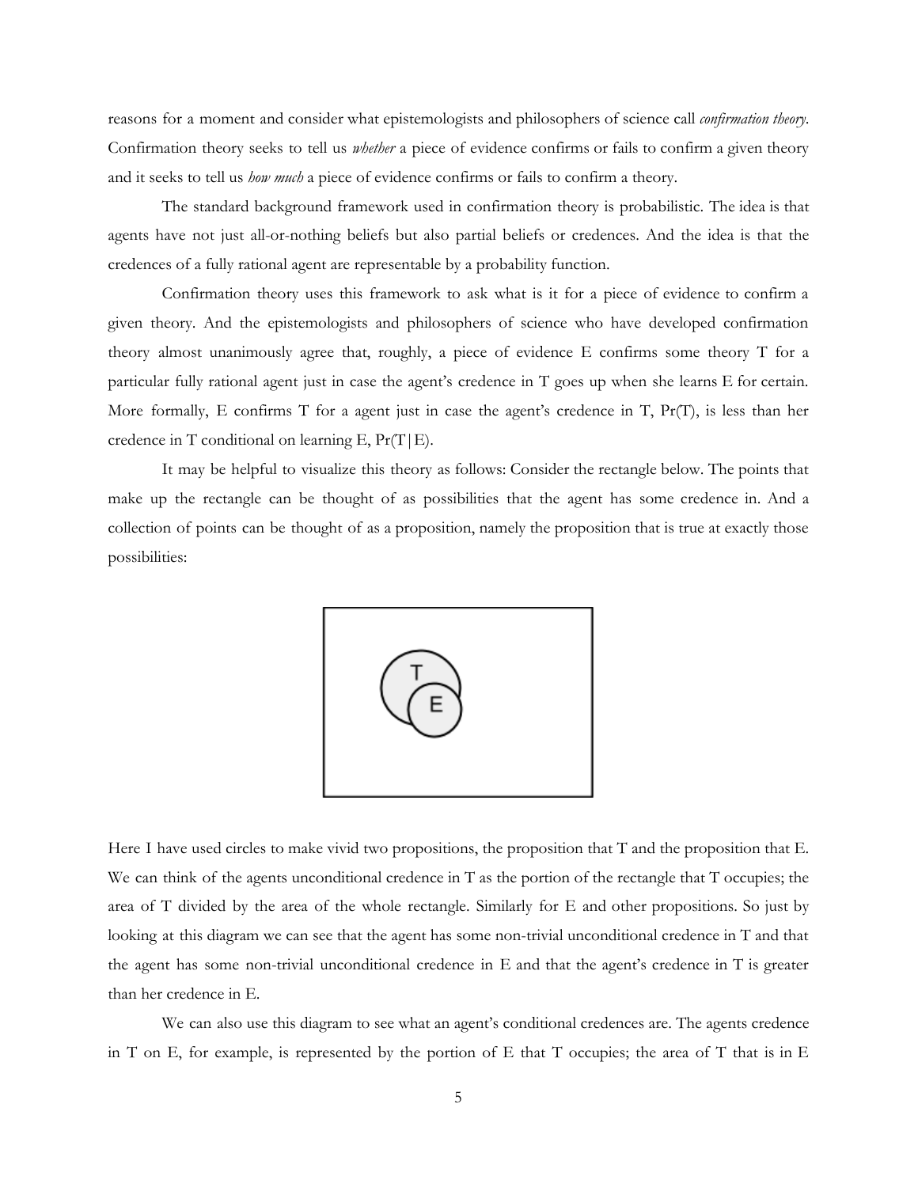reasons for a moment and consider what epistemologists and philosophers of science call *confirmation theory*. Confirmation theory seeks to tell us *whether* a piece of evidence confirms or fails to confirm a given theory and it seeks to tell us *how much* a piece of evidence confirms or fails to confirm a theory.

The standard background framework used in confirmation theory is probabilistic. The idea is that agents have not just all-or-nothing beliefs but also partial beliefs or credences. And the idea is that the credences of a fully rational agent are representable by a probability function.

Confirmation theory uses this framework to ask what is it for a piece of evidence to confirm a given theory. And the epistemologists and philosophers of science who have developed confirmation theory almost unanimously agree that, roughly, a piece of evidence E confirms some theory T for a particular fully rational agent just in case the agent's credence in T goes up when she learns E for certain. More formally, E confirms T for a agent just in case the agent's credence in T, Pr(T), is less than her credence in T conditional on learning E, Pr(T|E).

It may be helpful to visualize this theory as follows: Consider the rectangle below. The points that make up the rectangle can be thought of as possibilities that the agent has some credence in. And a collection of points can be thought of as a proposition, namely the proposition that is true at exactly those possibilities:

Here I have used circles to make vivid two propositions, the proposition that T and the proposition that E. We can think of the agents unconditional credence in T as the portion of the rectangle that T occupies; the area of T divided by the area of the whole rectangle. Similarly for E and other propositions. So just by looking at this diagram we can see that the agent has some non-trivial unconditional credence in T and that the agent has some non-trivial unconditional credence in E and that the agent's credence in T is greater than her credence in E.

We can also use this diagram to see what an agent's conditional credences are. The agents credence in T on E, for example, is represented by the portion of E that T occupies; the area of T that is in E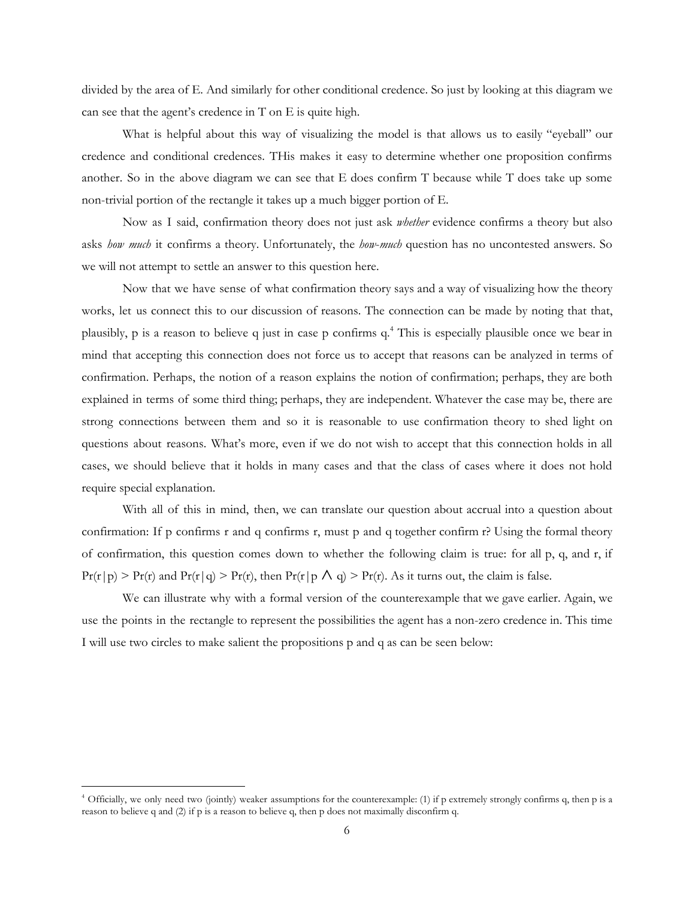divided by the area of E. And similarly for other conditional credence. So just by looking at this diagram we can see that the agent's credence in T on E is quite high.

What is helpful about this way of visualizing the model is that allows us to easily "eyeball" our credence and conditional credences. THis makes it easy to determine whether one proposition confirms another. So in the above diagram we can see that E does confirm T because while T does take up some non-trivial portion of the rectangle it takes up a much bigger portion of E.

Now as I said, confirmation theory does not just ask *whether* evidence confirms a theory but also asks *how much* it confirms a theory. Unfortunately, the *how-much* question has no uncontested answers. So we will not attempt to settle an answer to this question here.

Now that we have sense of what confirmation theory says and a way of visualizing how the theory works, let us connect this to our discussion of reasons. The connection can be made by noting that that, plausibly, p is a reason to believe q just in case p confirms q.[4] This is especially plausible once we bear in mind that accepting this connection does not force us to accept that reasons can be analyzed in terms of confirmation. Perhaps, the notion of a reason explains the notion of confirmation; perhaps, they are both explained in terms of some third thing; perhaps, they are independent. Whatever the case may be, there are strong connections between them and so it is reasonable to use confirmation theory to shed light on questions about reasons. What's more, even if we do not wish to accept that this connection holds in all cases, we should believe that it holds in many cases and that the class of cases where it does not hold require special explanation.

With all of this in mind, then, we can translate our question about accrual into a question about confirmation: If p confirms r and q confirms r, must p and q together confirm r? Using the formal theory of confirmation, this question comes down to whether the following claim is true: for all p, q, and r, if $Pr(r|p) > Pr(r)$ and $Pr(r|q) > Pr(r)$, then $Pr(r|p \wedge q) > Pr(r)$. As it turns out, the claim is false.

We can illustrate why with a formal version of the counterexample that we gave earlier. Again, we use the points in the rectangle to represent the possibilities the agent has a non-zero credence in. This time I will use two circles to make salient the propositions p and q as can be seen below:

---

[4] Officially, we only need two (jointly) weaker assumptions for the counterexample: (1) if p extremely strongly confirms q, then p is a reason to believe q and (2) if p is a reason to believe q, then p does not maximally disconfirm q.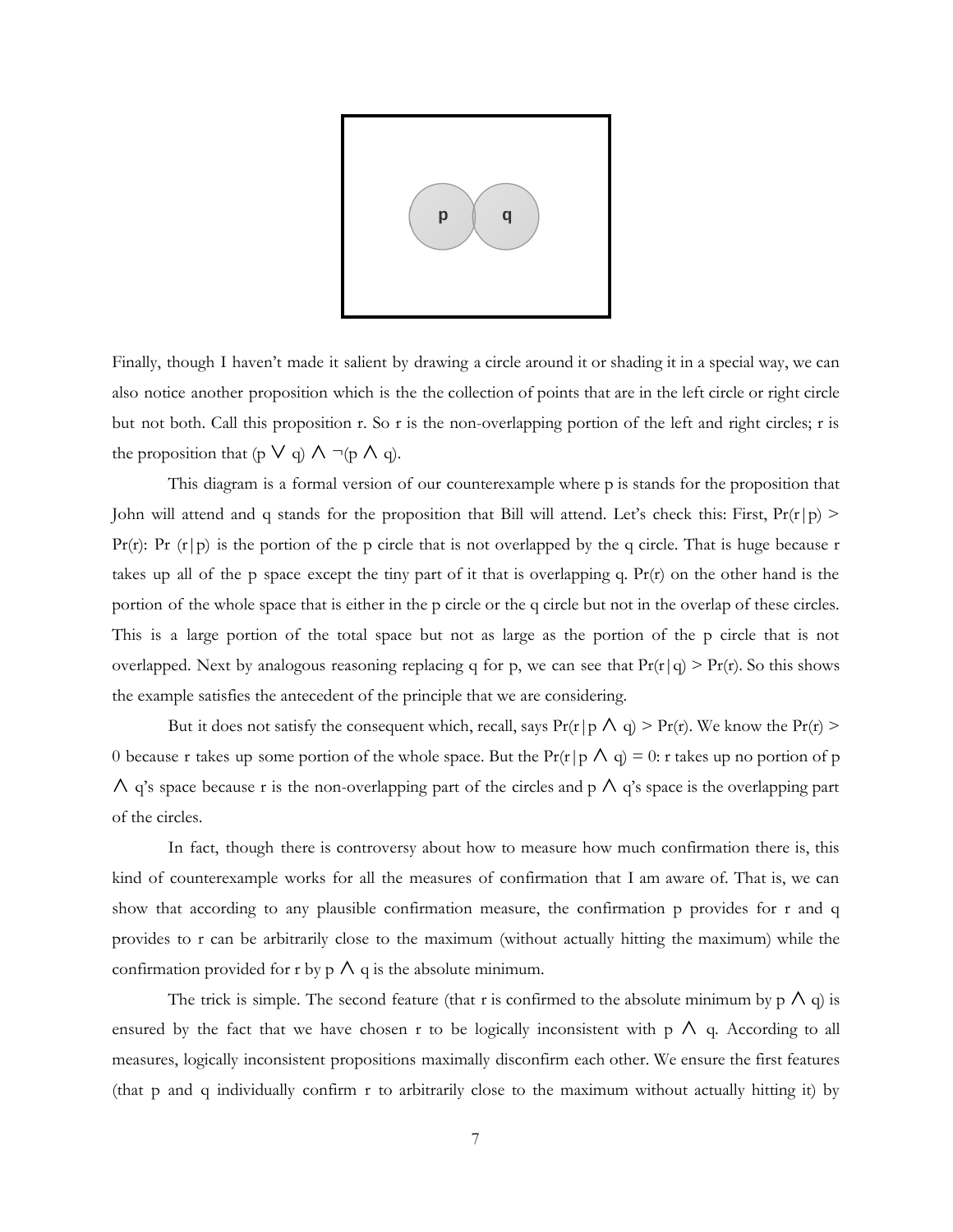Finally, though I haven't made it salient by drawing a circle around it or shading it in a special way, we can also notice another proposition which is the the collection of points that are in the left circle or right circle but not both. Call this proposition r. So r is the non-overlapping portion of the left and right circles; r is the proposition that $(p \vee q) \wedge \neg(p \wedge q)$.

This diagram is a formal version of our counterexample where p is stands for the proposition that John will attend and q stands for the proposition that Bill will attend. Let's check this: First, $Pr(r|p) > Pr(r)$: $Pr(r|p)$ is the portion of the p circle that is not overlapped by the q circle. That is huge because r takes up all of the p space except the tiny part of it that is overlapping q. $Pr(r)$ on the other hand is the portion of the whole space that is either in the p circle or the q circle but not in the overlap of these circles. This is a large portion of the total space but not as large as the portion of the p circle that is not overlapped. Next by analogous reasoning replacing q for p, we can see that $Pr(r|q) > Pr(r)$. So this shows the example satisfies the antecedent of the principle that we are considering.

But it does not satisfy the consequent which, recall, says $Pr(r|p \wedge q) > Pr(r)$. We know the $Pr(r) > 0$ because r takes up some portion of the whole space. But the $Pr(r|p \wedge q) = 0$: r takes up no portion of $p \wedge q$'s space because r is the non-overlapping part of the circles and $p \wedge q$'s space is the overlapping part of the circles.

In fact, though there is controversy about how to measure how much confirmation there is, this kind of counterexample works for all the measures of confirmation that I am aware of. That is, we can show that according to any plausible confirmation measure, the confirmation p provides for r and q provides to r can be arbitrarily close to the maximum (without actually hitting the maximum) while the confirmation provided for r by $p \wedge q$ is the absolute minimum.

The trick is simple. The second feature (that r is confirmed to the absolute minimum by $p \wedge q$) is ensured by the fact that we have chosen r to be logically inconsistent with $p \wedge q$. According to all measures, logically inconsistent propositions maximally disconfirm each other. We ensure the first features (that p and q individually confirm r to arbitrarily close to the maximum without actually hitting it) by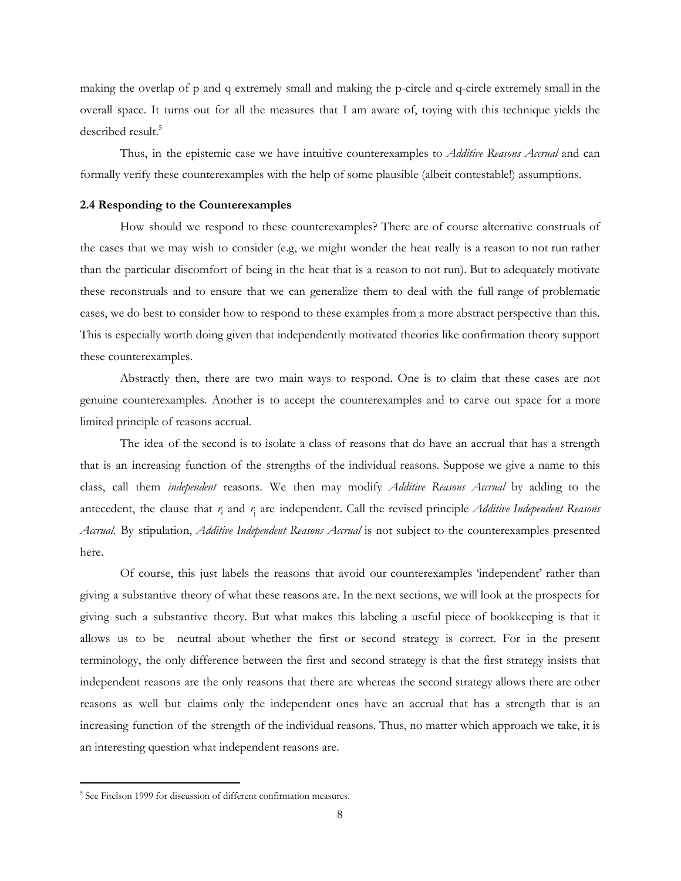making the overlap of p and q extremely small and making the p-circle and q-circle extremely small in the overall space. It turns out for all the measures that I am aware of, toying with this technique yields the described result.[5]

Thus, in the epistemic case we have intuitive counterexamples to *Additive Reasons Accrual* and can formally verify these counterexamples with the help of some plausible (albeit contestable!) assumptions.

### 2.4 Responding to the Counterexamples

How should we respond to these counterexamples? There are of course alternative construals of the cases that we may wish to consider (e.g, we might wonder the heat really is a reason to not run rather than the particular discomfort of being in the heat that is a reason to not run). But to adequately motivate these reconstruals and to ensure that we can generalize them to deal with the full range of problematic cases, we do best to consider how to respond to these examples from a more abstract perspective than this. This is especially worth doing given that independently motivated theories like confirmation theory support these counterexamples.

Abstractly then, there are two main ways to respond. One is to claim that these cases are not genuine counterexamples. Another is to accept the counterexamples and to carve out space for a more limited principle of reasons accrual.

The idea of the second is to isolate a class of reasons that do have an accrual that has a strength that is an increasing function of the strengths of the individual reasons. Suppose we give a name to this class, call them *independent* reasons. We then may modify *Additive Reasons Accrual* by adding to the antecedent, the clause that $r_i$ and $r_j$ are independent. Call the revised principle *Additive Independent Reasons Accrual*. By stipulation, *Additive Independent Reasons Accrual* is not subject to the counterexamples presented here.

Of course, this just labels the reasons that avoid our counterexamples 'independent' rather than giving a substantive theory of what these reasons are. In the next sections, we will look at the prospects for giving such a substantive theory. But what makes this labeling a useful piece of bookkeeping is that it allows us to be neutral about whether the first or second strategy is correct. For in the present terminology, the only difference between the first and second strategy is that the first strategy insists that independent reasons are the only reasons that there are whereas the second strategy allows there are other reasons as well but claims only the independent ones have an accrual that has a strength that is an increasing function of the strength of the individual reasons. Thus, no matter which approach we take, it is an interesting question what independent reasons are.

[5] See Fitelson 1999 for discussion of different confirmation measures.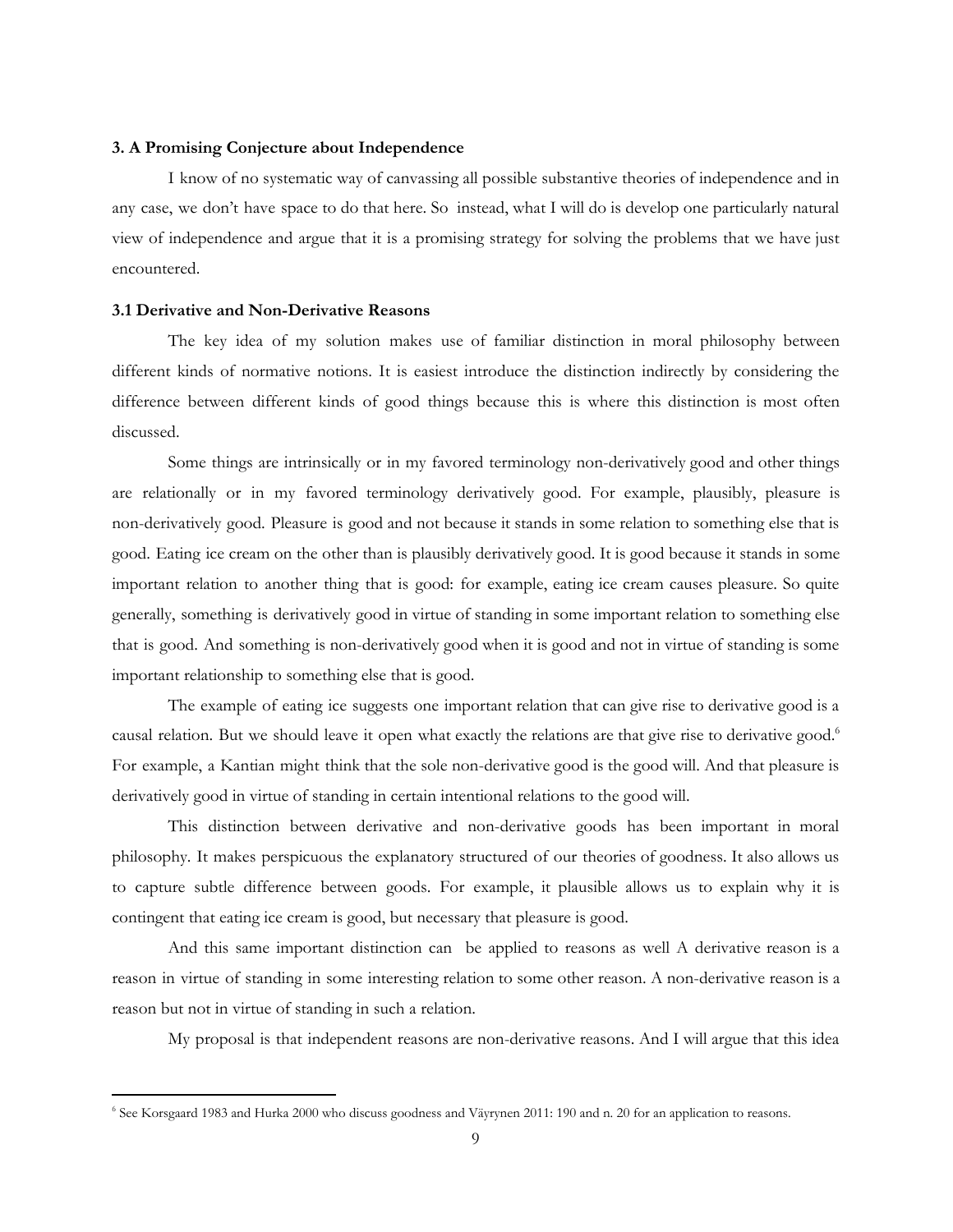### 3. A Promising Conjecture about Independence

I know of no systematic way of canvassing all possible substantive theories of independence and in any case, we don't have space to do that here. So instead, what I will do is develop one particularly natural view of independence and argue that it is a promising strategy for solving the problems that we have just encountered.

### 3.1 Derivative and Non-Derivative Reasons

The key idea of my solution makes use of familiar distinction in moral philosophy between different kinds of normative notions. It is easiest introduce the distinction indirectly by considering the difference between different kinds of good things because this is where this distinction is most often discussed.

Some things are intrinsically or in my favored terminology non-derivatively good and other things are relationally or in my favored terminology derivatively good. For example, plausibly, pleasure is non-derivatively good. Pleasure is good and not because it stands in some relation to something else that is good. Eating ice cream on the other than is plausibly derivatively good. It is good because it stands in some important relation to another thing that is good: for example, eating ice cream causes pleasure. So quite generally, something is derivatively good in virtue of standing in some important relation to something else that is good. And something is non-derivatively good when it is good and not in virtue of standing is some important relationship to something else that is good.

The example of eating ice suggests one important relation that can give rise to derivative good is a causal relation. But we should leave it open what exactly the relations are that give rise to derivative good.[6] For example, a Kantian might think that the sole non-derivative good is the good will. And that pleasure is derivatively good in virtue of standing in certain intentional relations to the good will.

This distinction between derivative and non-derivative goods has been important in moral philosophy. It makes perspicuous the explanatory structured of our theories of goodness. It also allows us to capture subtle difference between goods. For example, it plausible allows us to explain why it is contingent that eating ice cream is good, but necessary that pleasure is good.

And this same important distinction can be applied to reasons as well A derivative reason is a reason in virtue of standing in some interesting relation to some other reason. A non-derivative reason is a reason but not in virtue of standing in such a relation.

My proposal is that independent reasons are non-derivative reasons. And I will argue that this idea

---

[6] See Korsgaard 1983 and Hurka 2000 who discuss goodness and Väyrynen 2011: 190 and n. 20 for an application to reasons.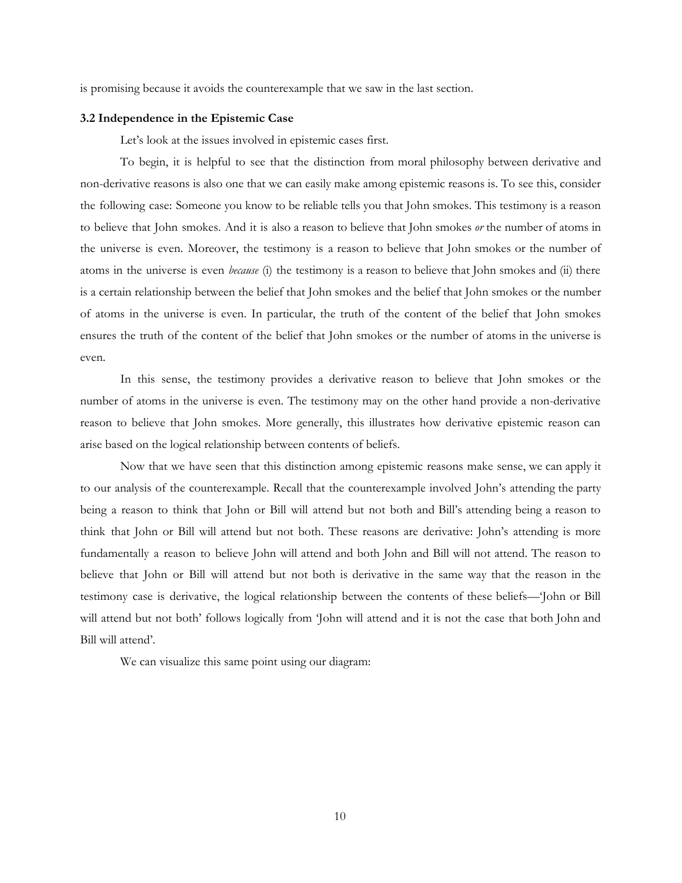is promising because it avoids the counterexample that we saw in the last section.

### 3.2 Independence in the Epistemic Case

Let's look at the issues involved in epistemic cases first.

To begin, it is helpful to see that the distinction from moral philosophy between derivative and non-derivative reasons is also one that we can easily make among epistemic reasons is. To see this, consider the following case: Someone you know to be reliable tells you that John smokes. This testimony is a reason to believe that John smokes. And it is also a reason to believe that John smokes *or* the number of atoms in the universe is even. Moreover, the testimony is a reason to believe that John smokes or the number of atoms in the universe is even *because* (i) the testimony is a reason to believe that John smokes and (ii) there is a certain relationship between the belief that John smokes and the belief that John smokes or the number of atoms in the universe is even. In particular, the truth of the content of the belief that John smokes ensures the truth of the content of the belief that John smokes or the number of atoms in the universe is even.

In this sense, the testimony provides a derivative reason to believe that John smokes or the number of atoms in the universe is even. The testimony may on the other hand provide a non-derivative reason to believe that John smokes. More generally, this illustrates how derivative epistemic reason can arise based on the logical relationship between contents of beliefs.

Now that we have seen that this distinction among epistemic reasons make sense, we can apply it to our analysis of the counterexample. Recall that the counterexample involved John's attending the party being a reason to think that John or Bill will attend but not both and Bill's attending being a reason to think that John or Bill will attend but not both. These reasons are derivative: John's attending is more fundamentally a reason to believe John will attend and both John and Bill will not attend. The reason to believe that John or Bill will attend but not both is derivative in the same way that the reason in the testimony case is derivative, the logical relationship between the contents of these beliefs—'John or Bill will attend but not both' follows logically from 'John will attend and it is not the case that both John and Bill will attend'.

We can visualize this same point using our diagram: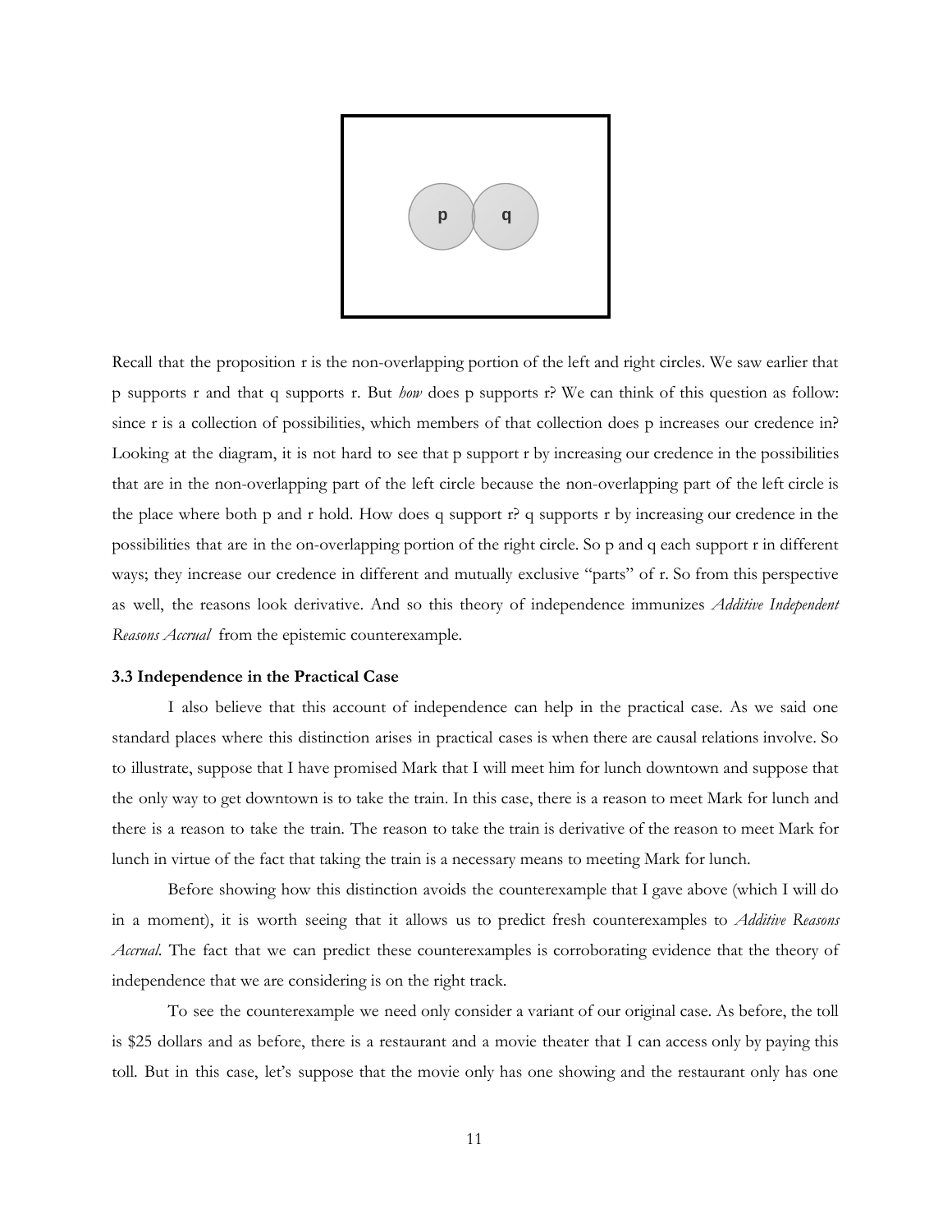Recall that the proposition r is the non-overlapping portion of the left and right circles. We saw earlier that p supports r and that q supports r. But *how* does p supports r? We can think of this question as follow: since r is a collection of possibilities, which members of that collection does p increases our credence in? Looking at the diagram, it is not hard to see that p support r by increasing our credence in the possibilities that are in the non-overlapping part of the left circle because the non-overlapping part of the left circle is the place where both p and r hold. How does q support r? q supports r by increasing our credence in the possibilities that are in the on-overlapping portion of the right circle. So p and q each support r in different ways; they increase our credence in different and mutually exclusive "parts" of r. So from this perspective as well, the reasons look derivative. And so this theory of independence immunizes *Additive Independent Reasons Accrual* from the epistemic counterexample.

### 3.3 Independence in the Practical Case

I also believe that this account of independence can help in the practical case. As we said one standard places where this distinction arises in practical cases is when there are causal relations involve. So to illustrate, suppose that I have promised Mark that I will meet him for lunch downtown and suppose that the only way to get downtown is to take the train. In this case, there is a reason to meet Mark for lunch and there is a reason to take the train. The reason to take the train is derivative of the reason to meet Mark for lunch in virtue of the fact that taking the train is a necessary means to meeting Mark for lunch.

Before showing how this distinction avoids the counterexample that I gave above (which I will do in a moment), it is worth seeing that it allows us to predict fresh counterexamples to *Additive Reasons Accrual*. The fact that we can predict these counterexamples is corroborating evidence that the theory of independence that we are considering is on the right track.

To see the counterexample we need only consider a variant of our original case. As before, the toll is $25 dollars and as before, there is a restaurant and a movie theater that I can access only by paying this toll. But in this case, let's suppose that the movie only has one showing and the restaurant only has one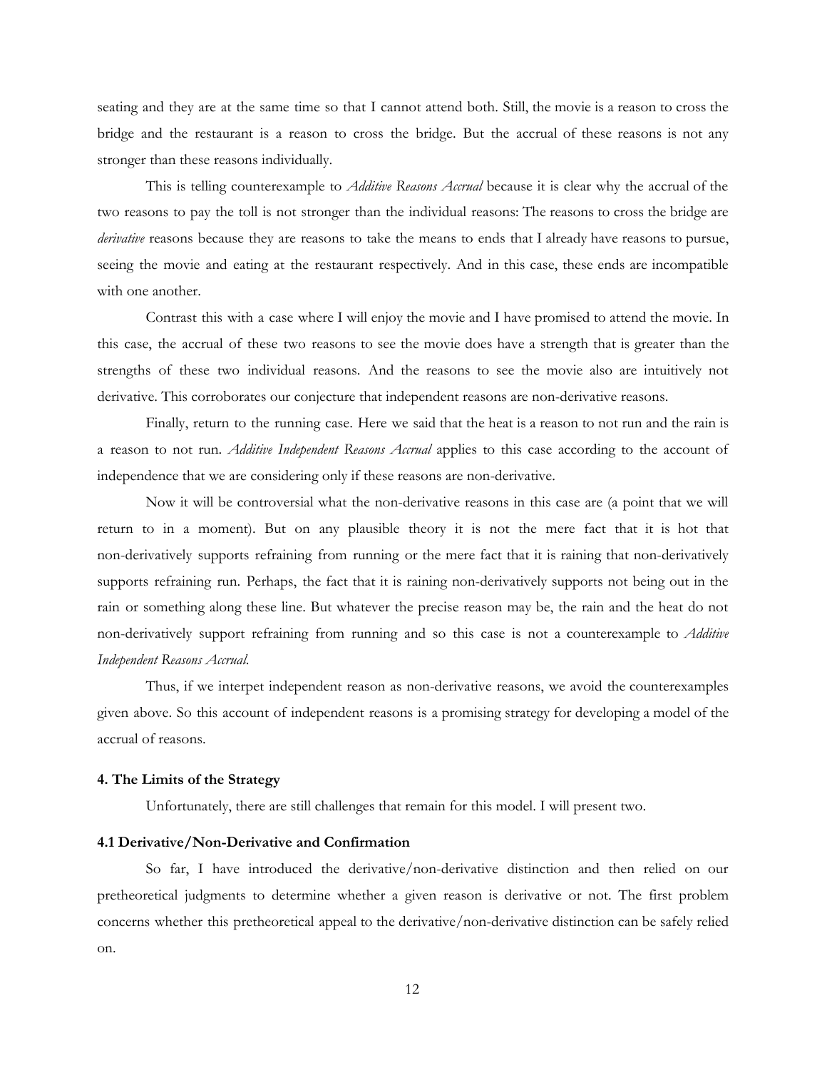seating and they are at the same time so that I cannot attend both. Still, the movie is a reason to cross the bridge and the restaurant is a reason to cross the bridge. But the accrual of these reasons is not any stronger than these reasons individually.

This is telling counterexample to *Additive Reasons Accrual* because it is clear why the accrual of the two reasons to pay the toll is not stronger than the individual reasons: The reasons to cross the bridge are *derivative* reasons because they are reasons to take the means to ends that I already have reasons to pursue, seeing the movie and eating at the restaurant respectively. And in this case, these ends are incompatible with one another.

Contrast this with a case where I will enjoy the movie and I have promised to attend the movie. In this case, the accrual of these two reasons to see the movie does have a strength that is greater than the strengths of these two individual reasons. And the reasons to see the movie also are intuitively not derivative. This corroborates our conjecture that independent reasons are non-derivative reasons.

Finally, return to the running case. Here we said that the heat is a reason to not run and the rain is a reason to not run. *Additive Independent Reasons Accrual* applies to this case according to the account of independence that we are considering only if these reasons are non-derivative.

Now it will be controversial what the non-derivative reasons in this case are (a point that we will return to in a moment). But on any plausible theory it is not the mere fact that it is hot that non-derivatively supports refraining from running or the mere fact that it is raining that non-derivatively supports refraining run. Perhaps, the fact that it is raining non-derivatively supports not being out in the rain or something along these line. But whatever the precise reason may be, the rain and the heat do not non-derivatively support refraining from running and so this case is not a counterexample to *Additive Independent Reasons Accrual*.

Thus, if we interpet independent reason as non-derivative reasons, we avoid the counterexamples given above. So this account of independent reasons is a promising strategy for developing a model of the accrual of reasons.

## 4. The Limits of the Strategy

Unfortunately, there are still challenges that remain for this model. I will present two.

### 4.1 Derivative/Non-Derivative and Confirmation

So far, I have introduced the derivative/non-derivative distinction and then relied on our pretheoretical judgments to determine whether a given reason is derivative or not. The first problem concerns whether this pretheoretical appeal to the derivative/non-derivative distinction can be safely relied on.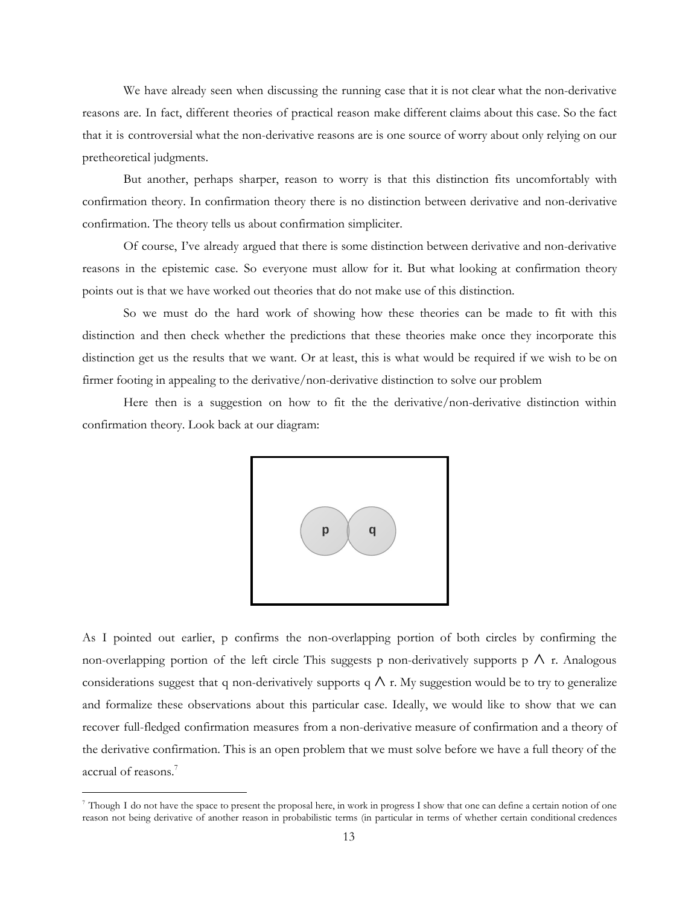We have already seen when discussing the running case that it is not clear what the non-derivative reasons are. In fact, different theories of practical reason make different claims about this case. So the fact that it is controversial what the non-derivative reasons are is one source of worry about only relying on our pretheoretical judgments.

But another, perhaps sharper, reason to worry is that this distinction fits uncomfortably with confirmation theory. In confirmation theory there is no distinction between derivative and non-derivative confirmation. The theory tells us about confirmation simpliciter.

Of course, I've already argued that there is some distinction between derivative and non-derivative reasons in the epistemic case. So everyone must allow for it. But what looking at confirmation theory points out is that we have worked out theories that do not make use of this distinction.

So we must do the hard work of showing how these theories can be made to fit with this distinction and then check whether the predictions that these theories make once they incorporate this distinction get us the results that we want. Or at least, this is what would be required if we wish to be on firmer footing in appealing to the derivative/non-derivative distinction to solve our problem

Here then is a suggestion on how to fit the the derivative/non-derivative distinction within confirmation theory. Look back at our diagram:

As I pointed out earlier, p confirms the non-overlapping portion of both circles by confirming the non-overlapping portion of the left circle This suggests p non-derivatively supports $p \wedge r$. Analogous considerations suggest that q non-derivatively supports $q \wedge r$. My suggestion would be to try to generalize and formalize these observations about this particular case. Ideally, we would like to show that we can recover full-fledged confirmation measures from a non-derivative measure of confirmation and a theory of the derivative confirmation. This is an open problem that we must solve before we have a full theory of the accrual of reasons.[7]

[7] Though I do not have the space to present the proposal here, in work in progress I show that one can define a certain notion of one reason not being derivative of another reason in probabilistic terms (in particular in terms of whether certain conditional credences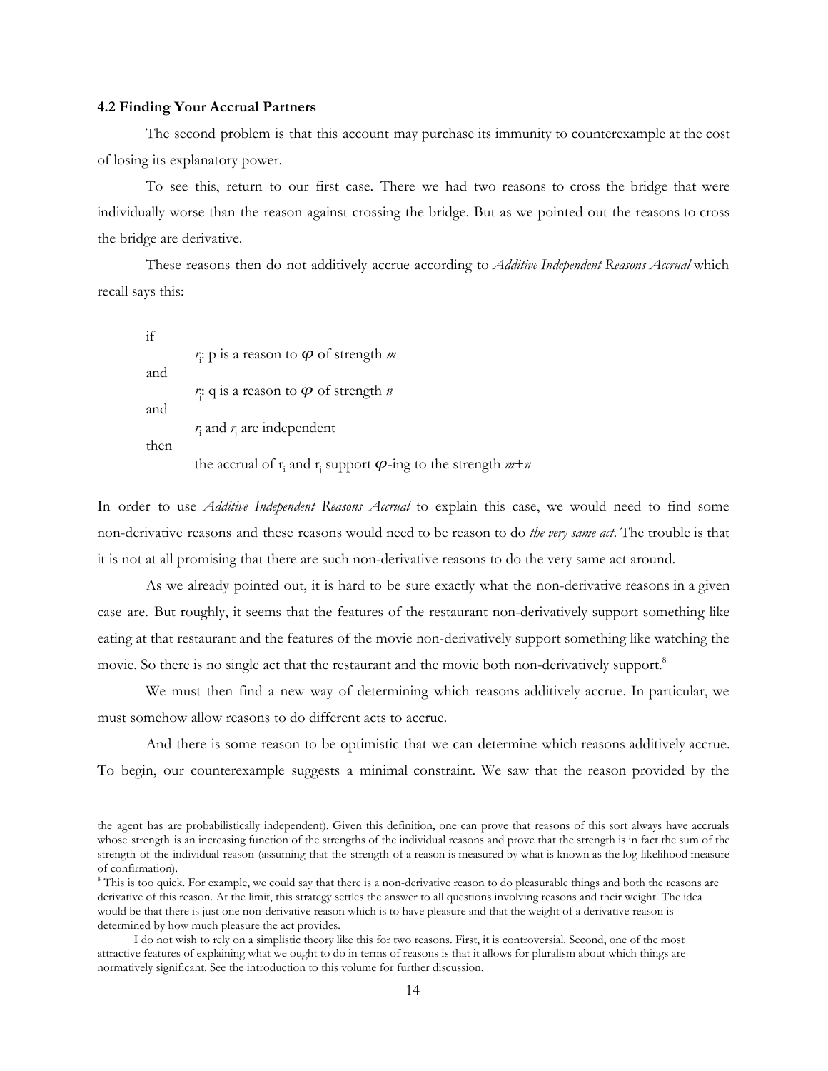### 4.2 Finding Your Accrual Partners

The second problem is that this account may purchase its immunity to counterexample at the cost of losing its explanatory power.

To see this, return to our first case. There we had two reasons to cross the bridge that were individually worse than the reason against crossing the bridge. But as we pointed out the reasons to cross the bridge are derivative.

These reasons then do not additively accrue according to *Additive Independent Reasons Accrual* which recall says this:

> if
>
> $r_i$: p is a reason to $\varphi$ of strength *m*
>
> and
>
> $r_j$: q is a reason to $\varphi$ of strength *n*
>
> and
>
> $r_i$ and $r_j$ are independent
>
> then
>
> the accrual of $r_i$ and $r_j$ support $\varphi$-ing to the strength $m+n$

In order to use *Additive Independent Reasons Accrual* to explain this case, we would need to find some non-derivative reasons and these reasons would need to be reason to do *the very same act*. The trouble is that it is not at all promising that there are such non-derivative reasons to do the very same act around.

As we already pointed out, it is hard to be sure exactly what the non-derivative reasons in a given case are. But roughly, it seems that the features of the restaurant non-derivatively support something like eating at that restaurant and the features of the movie non-derivatively support something like watching the movie. So there is no single act that the restaurant and the movie both non-derivatively support.[8]

We must then find a new way of determining which reasons additively accrue. In particular, we must somehow allow reasons to do different acts to accrue.

And there is some reason to be optimistic that we can determine which reasons additively accrue. To begin, our counterexample suggests a minimal constraint. We saw that the reason provided by the

---

the agent has are probabilistically independent). Given this definition, one can prove that reasons of this sort always have accruals whose strength is an increasing function of the strengths of the individual reasons and prove that the strength is in fact the sum of the strength of the individual reason (assuming that the strength of a reason is measured by what is known as the log-likelihood measure of confirmation).

[8] This is too quick. For example, we could say that there is a non-derivative reason to do pleasurable things and both the reasons are derivative of this reason. At the limit, this strategy settles the answer to all questions involving reasons and their weight. The idea would be that there is just one non-derivative reason which is to have pleasure and that the weight of a derivative reason is determined by how much pleasure the act provides.

I do not wish to rely on a simplistic theory like this for two reasons. First, it is controversial. Second, one of the most attractive features of explaining what we ought to do in terms of reasons is that it allows for pluralism about which things are normatively significant. See the introduction to this volume for further discussion.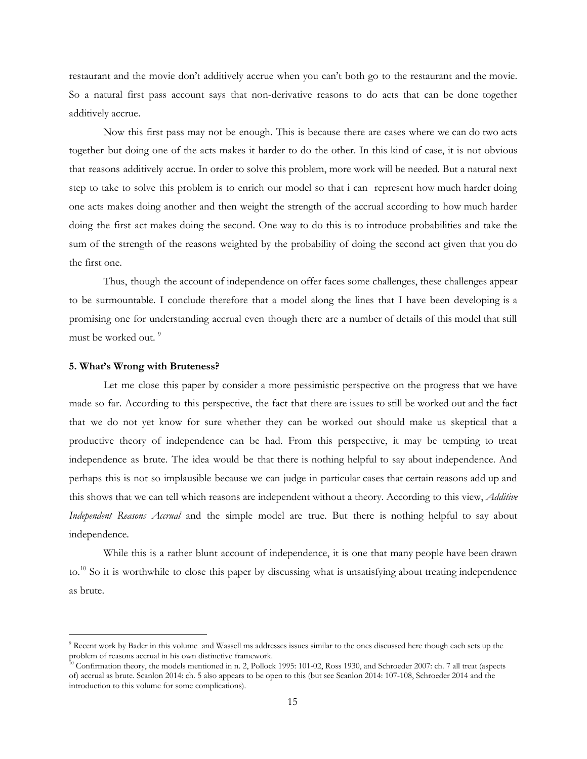restaurant and the movie don't additively accrue when you can't both go to the restaurant and the movie. So a natural first pass account says that non-derivative reasons to do acts that can be done together additively accrue.

Now this first pass may not be enough. This is because there are cases where we can do two acts together but doing one of the acts makes it harder to do the other. In this kind of case, it is not obvious that reasons additively accrue. In order to solve this problem, more work will be needed. But a natural next step to take to solve this problem is to enrich our model so that i can represent how much harder doing one acts makes doing another and then weight the strength of the accrual according to how much harder doing the first act makes doing the second. One way to do this is to introduce probabilities and take the sum of the strength of the reasons weighted by the probability of doing the second act given that you do the first one.

Thus, though the account of independence on offer faces some challenges, these challenges appear to be surmountable. I conclude therefore that a model along the lines that I have been developing is a promising one for understanding accrual even though there are a number of details of this model that still must be worked out. [9]

**5. What's Wrong with Bruteness?**

Let me close this paper by consider a more pessimistic perspective on the progress that we have made so far. According to this perspective, the fact that there are issues to still be worked out and the fact that we do not yet know for sure whether they can be worked out should make us skeptical that a productive theory of independence can be had. From this perspective, it may be tempting to treat independence as brute. The idea would be that there is nothing helpful to say about independence. And perhaps this is not so implausible because we can judge in particular cases that certain reasons add up and this shows that we can tell which reasons are independent without a theory. According to this view, *Additive Independent Reasons Accrual* and the simple model are true. But there is nothing helpful to say about independence.

While this is a rather blunt account of independence, it is one that many people have been drawn to.[10] So it is worthwhile to close this paper by discussing what is unsatisfying about treating independence as brute.

---

[9] Recent work by Bader in this volume and Wassell ms addresses issues similar to the ones discussed here though each sets up the problem of reasons accrual in his own distinctive framework.

[10] Confirmation theory, the models mentioned in n. 2, Pollock 1995: 101-02, Ross 1930, and Schroeder 2007: ch. 7 all treat (aspects of) accrual as brute. Scanlon 2014: ch. 5 also appears to be open to this (but see Scanlon 2014: 107-108, Schroeder 2014 and the introduction to this volume for some complications).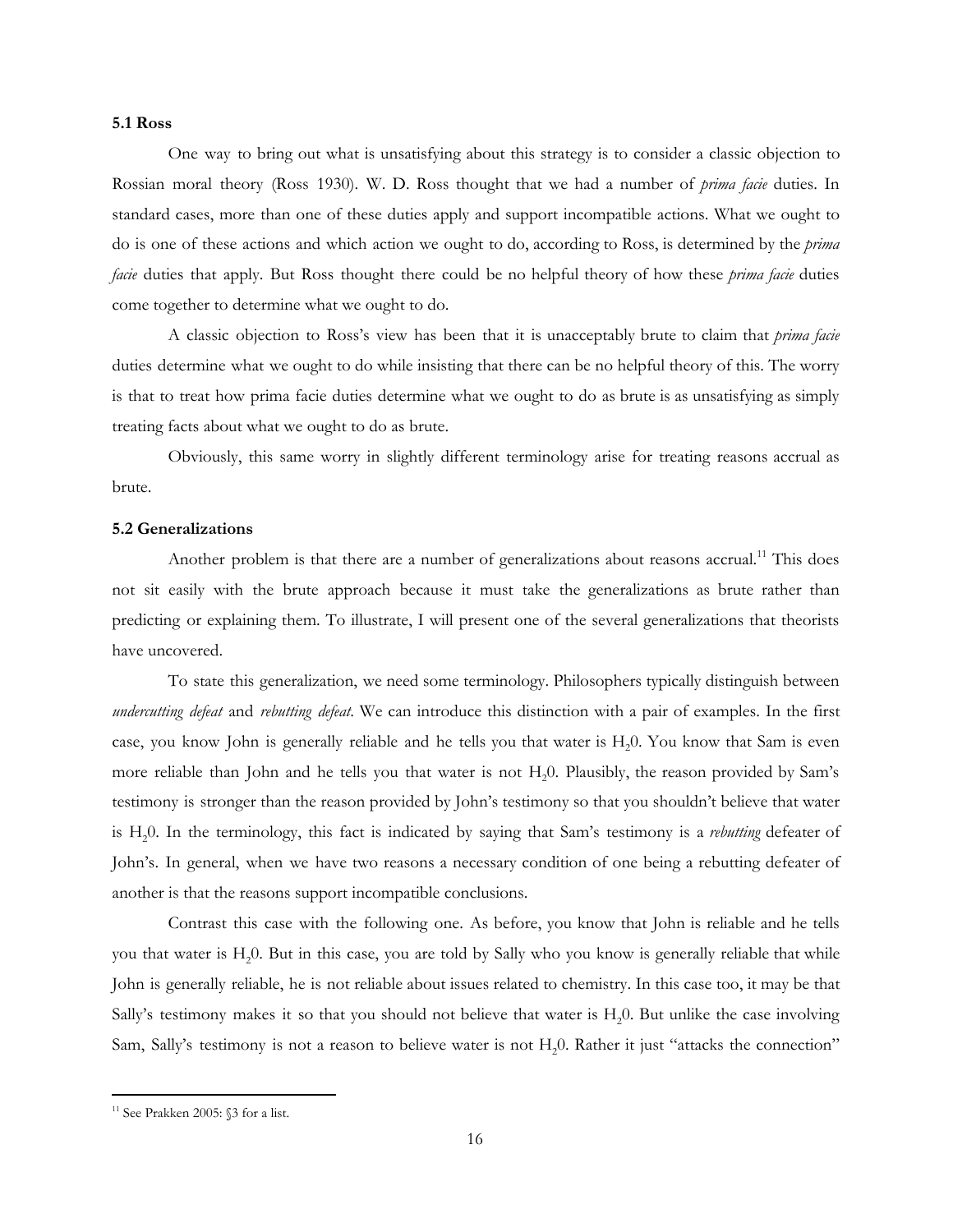### 5.1 Ross

One way to bring out what is unsatisfying about this strategy is to consider a classic objection to Rossian moral theory (Ross 1930). W. D. Ross thought that we had a number of *prima facie* duties. In standard cases, more than one of these duties apply and support incompatible actions. What we ought to do is one of these actions and which action we ought to do, according to Ross, is determined by the *prima facie* duties that apply. But Ross thought there could be no helpful theory of how these *prima facie* duties come together to determine what we ought to do.

A classic objection to Ross's view has been that it is unacceptably brute to claim that *prima facie* duties determine what we ought to do while insisting that there can be no helpful theory of this. The worry is that to treat how prima facie duties determine what we ought to do as brute is as unsatisfying as simply treating facts about what we ought to do as brute.

Obviously, this same worry in slightly different terminology arise for treating reasons accrual as brute.

### 5.2 Generalizations

Another problem is that there are a number of generalizations about reasons accrual.[11] This does not sit easily with the brute approach because it must take the generalizations as brute rather than predicting or explaining them. To illustrate, I will present one of the several generalizations that theorists have uncovered.

To state this generalization, we need some terminology. Philosophers typically distinguish between *undercutting defeat* and *rebutting defeat*. We can introduce this distinction with a pair of examples. In the first case, you know John is generally reliable and he tells you that water is $H_20$. You know that Sam is even more reliable than John and he tells you that water is not $H_20$. Plausibly, the reason provided by Sam's testimony is stronger than the reason provided by John's testimony so that you shouldn't believe that water is $H_20$. In the terminology, this fact is indicated by saying that Sam's testimony is a *rebutting* defeater of John's. In general, when we have two reasons a necessary condition of one being a rebutting defeater of another is that the reasons support incompatible conclusions.

Contrast this case with the following one. As before, you know that John is reliable and he tells you that water is $H_20$. But in this case, you are told by Sally who you know is generally reliable that while John is generally reliable, he is not reliable about issues related to chemistry. In this case too, it may be that Sally's testimony makes it so that you should not believe that water is $H_20$. But unlike the case involving Sam, Sally's testimony is not a reason to believe water is not $H_20$. Rather it just "attacks the connection"

[11] See Prakken 2005: §3 for a list.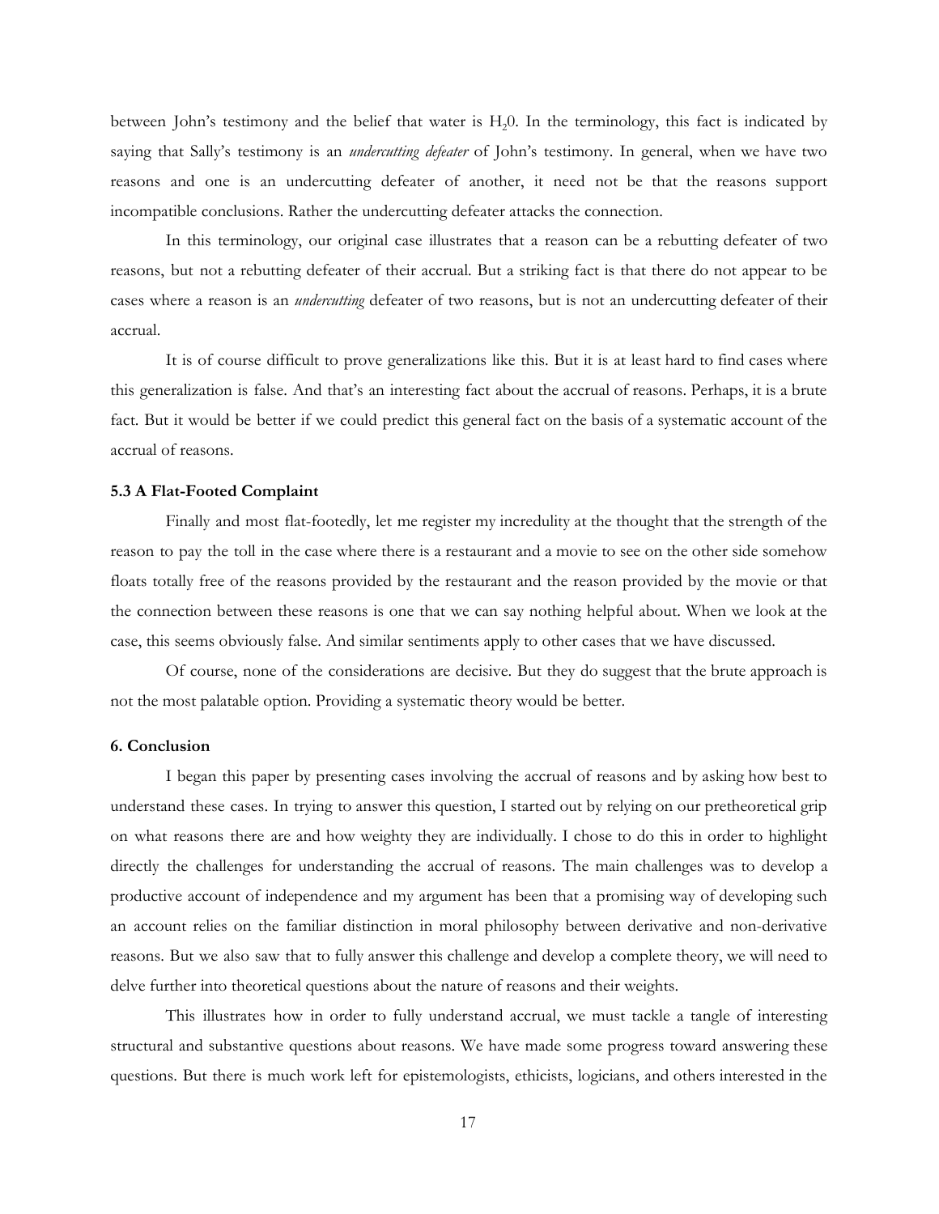between John's testimony and the belief that water is $H_2 0$. In the terminology, this fact is indicated by saying that Sally's testimony is an *undercutting defeater* of John's testimony. In general, when we have two reasons and one is an undercutting defeater of another, it need not be that the reasons support incompatible conclusions. Rather the undercutting defeater attacks the connection.

In this terminology, our original case illustrates that a reason can be a rebutting defeater of two reasons, but not a rebutting defeater of their accrual. But a striking fact is that there do not appear to be cases where a reason is an *undercutting* defeater of two reasons, but is not an undercutting defeater of their accrual.

It is of course difficult to prove generalizations like this. But it is at least hard to find cases where this generalization is false. And that's an interesting fact about the accrual of reasons. Perhaps, it is a brute fact. But it would be better if we could predict this general fact on the basis of a systematic account of the accrual of reasons.

### 5.3 A Flat-Footed Complaint

Finally and most flat-footedly, let me register my incredulity at the thought that the strength of the reason to pay the toll in the case where there is a restaurant and a movie to see on the other side somehow floats totally free of the reasons provided by the restaurant and the reason provided by the movie or that the connection between these reasons is one that we can say nothing helpful about. When we look at the case, this seems obviously false. And similar sentiments apply to other cases that we have discussed.

Of course, none of the considerations are decisive. But they do suggest that the brute approach is not the most palatable option. Providing a systematic theory would be better.

## 6. Conclusion

I began this paper by presenting cases involving the accrual of reasons and by asking how best to understand these cases. In trying to answer this question, I started out by relying on our pretheoretical grip on what reasons there are and how weighty they are individually. I chose to do this in order to highlight directly the challenges for understanding the accrual of reasons. The main challenges was to develop a productive account of independence and my argument has been that a promising way of developing such an account relies on the familiar distinction in moral philosophy between derivative and non-derivative reasons. But we also saw that to fully answer this challenge and develop a complete theory, we will need to delve further into theoretical questions about the nature of reasons and their weights.

This illustrates how in order to fully understand accrual, we must tackle a tangle of interesting structural and substantive questions about reasons. We have made some progress toward answering these questions. But there is much work left for epistemologists, ethicists, logicians, and others interested in the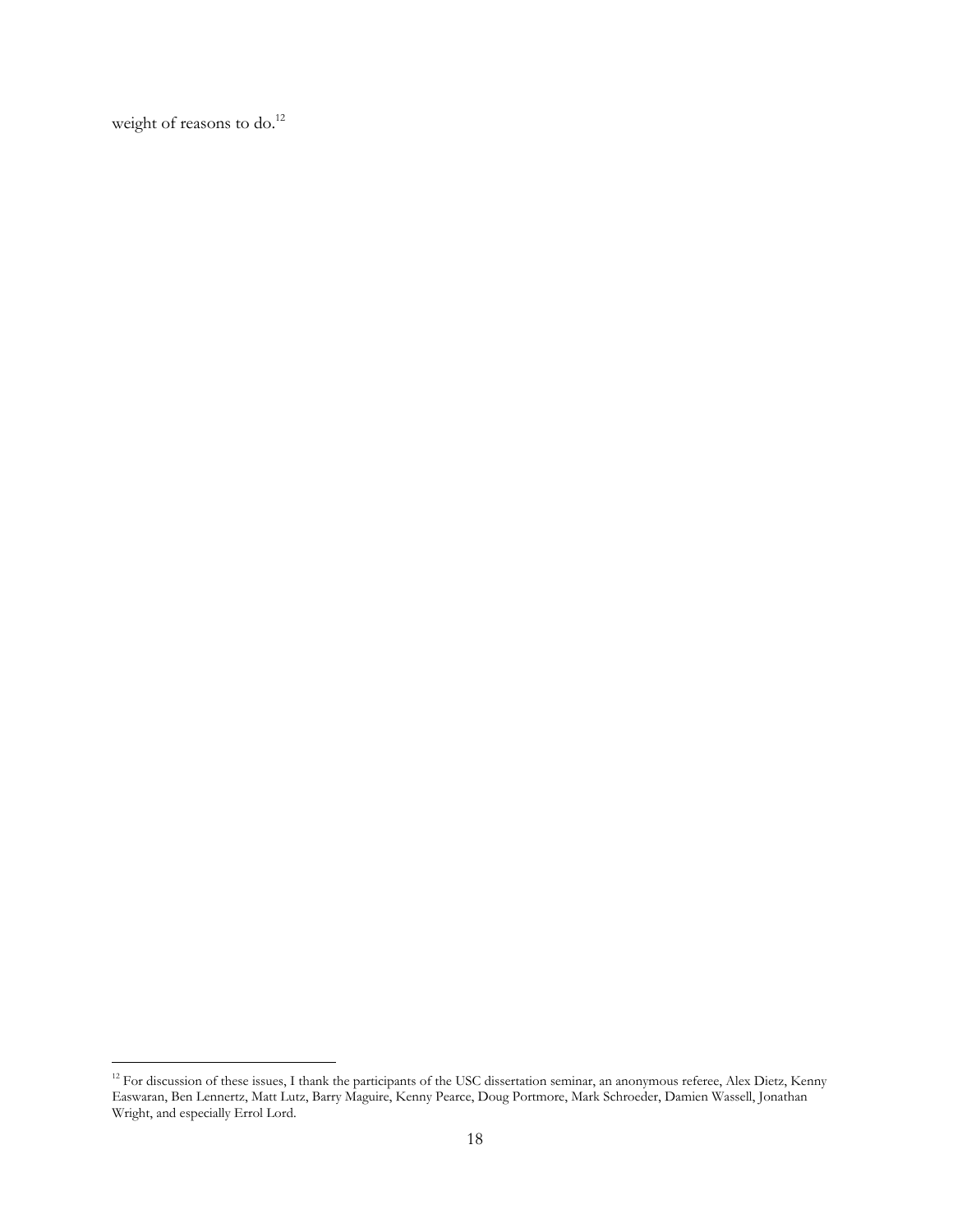weight of reasons to do.[12]

[12] For discussion of these issues, I thank the participants of the USC dissertation seminar, an anonymous referee, Alex Dietz, Kenny Easwaran, Ben Lennertz, Matt Lutz, Barry Maguire, Kenny Pearce, Doug Portmore, Mark Schroeder, Damien Wassell, Jonathan Wright, and especially Errol Lord.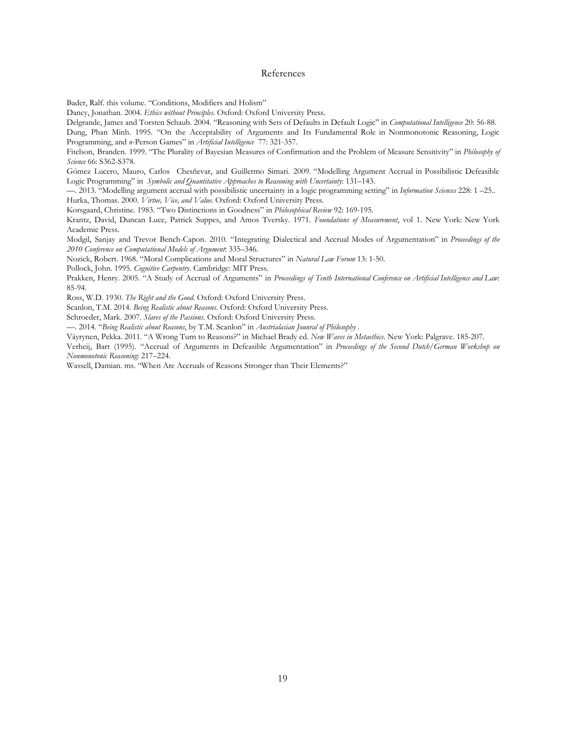# References

Bader, Ralf. this volume. "Conditions, Modifiers and Holism"

Dancy, Jonathan. 2004. *Ethics without Principles*. Oxford: Oxford University Press.

Delgrande, James and Torsten Schaub. 2004. "Reasoning with Sets of Defaults in Default Logic" in *Computational Intelligence* 20: 56-88.

Dung, Phan Minh. 1995. "On the Acceptability of Arguments and Its Fundamental Role in Nonmonotonic Reasoning, Logic Programming, and *n*-Person Games" in *Artificial Intelligence* 77: 321-357.

Fitelson, Branden. 1999. "The Plurality of Bayesian Measures of Confirmation and the Problem of Measure Sensitivity" in *Philosophy of Science* 66: S362-S378.

Gómez Lucero, Mauro, Carlos Chesñevar, and Guillermo Simari. 2009. "Modelling Argument Accrual in Possibilistic Defeasible Logic Programming" in *Symbolic and Quantitative Approaches to Reasoning with Uncertainty*: 131–143.

—. 2013. "Modelling argument accrual with possibilistic uncertainty in a logic programming setting" in *Information Sciences* 228: 1 –25..

Hurka, Thomas. 2000. *Virtue, Vice, and Value*. Oxford: Oxford University Press.

Korsgaard, Christine. 1983. "Two Distinctions in Goodness" in *Philosophical Review* 92: 169-195.

Krantz, David, Duncan Luce, Patrick Suppes, and Amos Tversky. 1971. *Foundations of Measurement*, vol 1. New York: New York Academic Press.

Modgil, Sanjay and Trevor Bench-Capon. 2010. "Integrating Dialectical and Accrual Modes of Argumentation" in *Proceedings of the 2010 Conference on Computational Models of Argument*: 335–346.

Nozick, Robert. 1968. "Moral Complications and Moral Structures" in *Natural Law Forum* 13: 1-50.

Pollock, John. 1995. *Cognitive Carpentry*. Cambridge: MIT Press.

Prakken, Henry. 2005. "A Study of Accrual of Arguments" in *Proceedings of Tenth International Conference on Artificial Intelligence and Law*: 85-94.

Ross, W.D. 1930. *The Right and the Good*. Oxford: Oxford University Press.

Scanlon, T.M. 2014. *Being Realistic about Reasons*. Oxford: Oxford University Press.

Schroeder, Mark. 2007. *Slaves of the Passions*. Oxford: Oxford University Press.

—. 2014. "*Being Realistic about Reasons*, by T.M. Scanlon" in *Austrialasian Jounral of Philosophy* .

Väyrynen, Pekka. 2011. "A Wrong Turn to Reasons?" in Michael Brady ed. *New Waves in Metaethics*. New York: Palgrave. 185-207.

Verheij, Bart (1995). "Accrual of Arguments in Defeasible Argumentation" in *Proceedings of the Second Dutch/German Workshop on Nonmonotonic Reasoning*: 217–224.

Wassell, Damian. ms. "When Are Accruals of Reasons Stronger than Their Elements?"